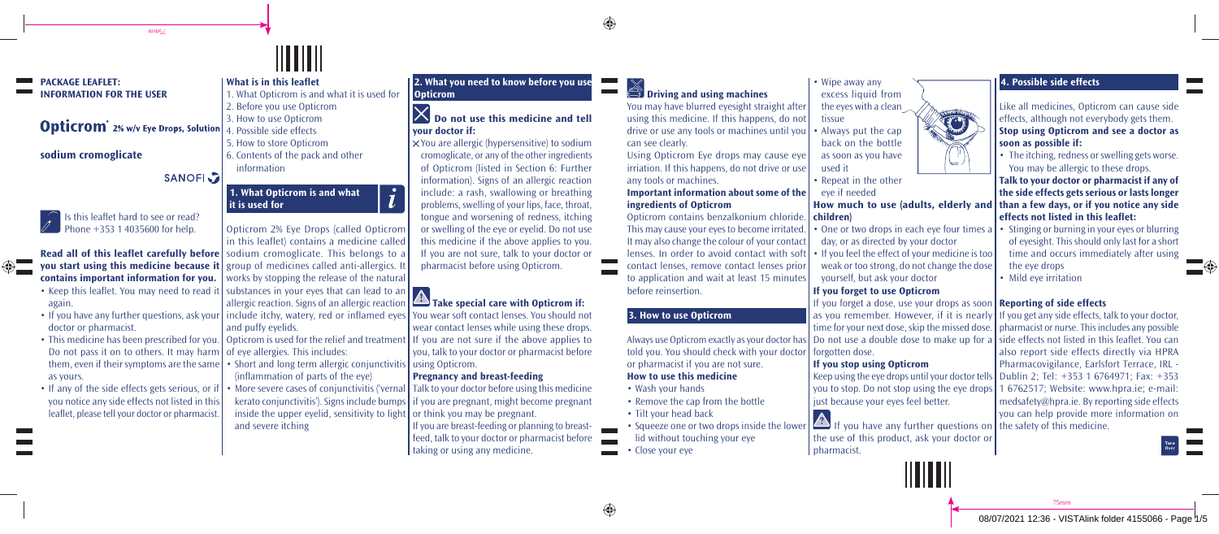# PACKAGE LEAFLET: INFORMATION FOR THE USER

## Opticrom® 2% w/v Eye Drops, Solution

### sodium cromoglicate

SANOFI

Is this leaflet hard to see or read? Phone +353 1 4035600 for help.

**Read all of this leaflet carefully before you start using this medicine because it contains important information for you.**

- Keep this leaflet. You may need to read it again.
- If you have any further questions, ask your doctor or pharmacist.
- This medicine has been prescribed for you. Do not pass it on to others. It may harm them, even if their symptoms are the same as yours.
- If any of the side effects gets serious, or if you notice any side effects not listed in this leaflet, please tell your doctor or pharmacist.

**What is in this leaflet**

1. What Opticrom is and what it is used for
2. Before you use Opticrom
3. How to use Opticrom
4. Possible side effects
5. How to store Opticrom
6. Contents of the pack and other information

## 1. What Opticrom is and what it is used for

Opticrom 2% Eye Drops (called Opticrom in this leaflet) contains a medicine called sodium cromoglicate. This belongs to a group of medicines called anti-allergics. It works by stopping the release of the natural substances in your eyes that can lead to an allergic reaction. Signs of an allergic reaction include itchy, watery, red or inflamed eyes and puffy eyelids.

Opticrom is used for the relief and treatment of eye allergies. This includes:

- Short and long term allergic conjunctivitis (inflammation of parts of the eye)
- More severe cases of conjunctivitis ('vernal kerato conjunctivitis'). Signs include bumps inside the upper eyelid, sensitivity to light and severe itching

## 2. What you need to know before you use Opticrom

### Do not use this medicine and tell your doctor if:

- You are allergic (hypersensitive) to sodium cromoglicate, or any of the other ingredients of Opticrom (listed in Section 6: Further information). Signs of an allergic reaction include: a rash, swallowing or breathing problems, swelling of your lips, face, throat, tongue and worsening of redness, itching or swelling of the eye or eyelid. Do not use this medicine if the above applies to you. If you are not sure, talk to your doctor or pharmacist before using Opticrom.

### Take special care with Opticrom if:

You wear soft contact lenses. You should not wear contact lenses while using these drops. If you are not sure if the above applies to you, talk to your doctor or pharmacist before using Opticrom.

**Pregnancy and breast-feeding**

Talk to your doctor before using this medicine if you are pregnant, might become pregnant or think you may be pregnant.

If you are breast-feeding or planning to breast-feed, talk to your doctor or pharmacist before taking or using any medicine.

### Driving and using machines

You may have blurred eyesight straight after using this medicine. If this happens, do not drive or use any tools or machines until you can see clearly.

Using Opticrom Eye drops may cause eye irriation. If this happens, do not drive or use any tools or machines.

**Important information about some of the ingredients of Opticrom**

Opticrom contains benzalkonium chloride. This may cause your eyes to become irritated. It may also change the colour of your contact lenses. In order to avoid contact with soft contact lenses, remove contact lenses prior to application and wait at least 15 minutes before reinsertion.

## 3. How to use Opticrom

Always use Opticrom exactly as your doctor has told you. You should check with your doctor or pharmacist if you are not sure.

**How to use this medicine**

- Wash your hands
- Remove the cap from the bottle
- Tilt your head back
- Squeeze one or two drops inside the lower lid without touching your eye
- Close your eye
- Wipe away any excess liquid from the eyes with a clean tissue
- Always put the cap back on the bottle as soon as you have used it
- Repeat in the other eye if needed

**How much to use (adults, elderly and children)**

- One or two drops in each eye four times a day, or as directed by your doctor
- If you feel the effect of your medicine is too weak or too strong, do not change the dose yourself, but ask your doctor

**If you forget to use Opticrom**

If you forget a dose, use your drops as soon as you remember. However, if it is nearly time for your next dose, skip the missed dose. Do not use a double dose to make up for a forgotten dose.

**If you stop using Opticrom**

Keep using the eye drops until your doctor tells you to stop. Do not stop using the eye drops just because your eyes feel better.

If you have any further questions on the use of this product, ask your doctor or pharmacist.

## 4. Possible side effects

Like all medicines, Opticrom can cause side effects, although not everybody gets them.

**Stop using Opticrom and see a doctor as soon as possible if:**

- The itching, redness or swelling gets worse. You may be allergic to these drops.

**Talk to your doctor or pharmacist if any of the side effects gets serious or lasts longer than a few days, or if you notice any side effects not listed in this leaflet:**

- Stinging or burning in your eyes or blurring of eyesight. This should only last for a short time and occurs immediately after using the eye drops
- Mild eye irritation

**Reporting of side effects**

If you get any side effects, talk to your doctor, pharmacist or nurse. This includes any possible side effects not listed in this leaflet. You can also report side effects directly via HPRA Pharmacovigilance, Earlsfort Terrace, IRL - Dublin 2; Tel: +353 1 6764971; Fax: +353 1 6762517; Website: www.hpra.ie; e-mail: medsafety@hpra.ie. By reporting side effects you can help provide more information on the safety of this medicine.

Turn Over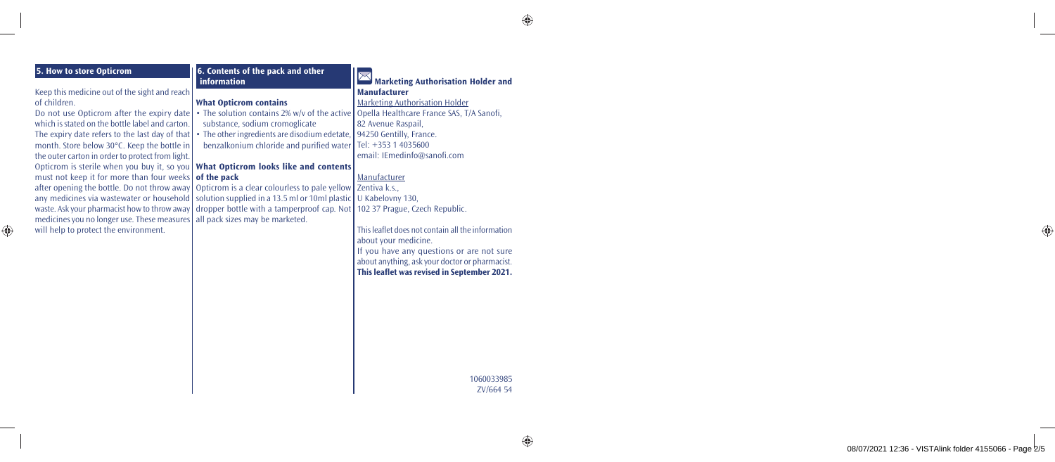## 5. How to store Opticrom

Keep this medicine out of the sight and reach of children.

Do not use Opticrom after the expiry date which is stated on the bottle label and carton. The expiry date refers to the last day of that month. Store below 30°C. Keep the bottle in the outer carton in order to protect from light. Opticrom is sterile when you buy it, so you must not keep it for more than four weeks after opening the bottle. Do not throw away any medicines via wastewater or household waste. Ask your pharmacist how to throw away medicines you no longer use. These measures will help to protect the environment.

## 6. Contents of the pack and other information

### What Opticrom contains

- The solution contains 2% w/v of the active substance, sodium cromoglicate
- The other ingredients are disodium edetate, benzalkonium chloride and purified water

### What Opticrom looks like and contents of the pack

Opticrom is a clear colourless to pale yellow solution supplied in a 13.5 ml or 10ml plastic dropper bottle with a tamperproof cap. Not all pack sizes may be marketed.

### Marketing Authorisation Holder and Manufacturer

Marketing Authorisation Holder

Opella Healthcare France SAS, T/A Sanofi,
82 Avenue Raspail,
94250 Gentilly, France.
Tel: +353 1 4035600
email: IEmedinfo@sanofi.com

Manufacturer

Zentiva k.s.,
U Kabelovny 130,
102 37 Prague, Czech Republic.

This leaflet does not contain all the information about your medicine.
If you have any questions or are not sure about anything, ask your doctor or pharmacist.
**This leaflet was revised in September 2021.**

1060033985
ZV/664 54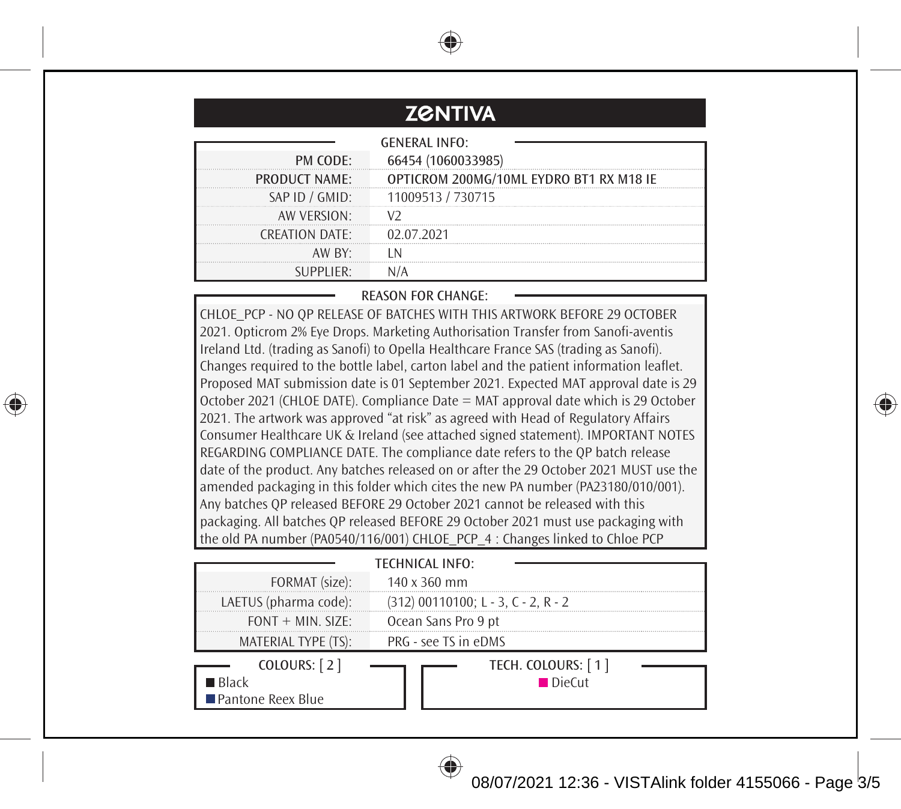# ZENTIVA

## GENERAL INFO:

| | |
|---|---|
| PM CODE: | 66454 (1060033985) |
| PRODUCT NAME: | OPTICROM 200MG/10ML EYDRO BT1 RX M18 IE |
| SAP ID / GMID: | 11009513 / 730715 |
| AW VERSION: | V2 |
| CREATION DATE: | 02.07.2021 |
| AW BY: | LN |
| SUPPLIER: | N/A |

## REASON FOR CHANGE:

CHLOE_PCP - NO QP RELEASE OF BATCHES WITH THIS ARTWORK BEFORE 29 OCTOBER 2021. Opticrom 2% Eye Drops. Marketing Authorisation Transfer from Sanofi-aventis Ireland Ltd. (trading as Sanofi) to Opella Healthcare France SAS (trading as Sanofi). Changes required to the bottle label, carton label and the patient information leaflet. Proposed MAT submission date is 01 September 2021. Expected MAT approval date is 29 October 2021 (CHLOE DATE). Compliance Date = MAT approval date which is 29 October 2021. The artwork was approved "at risk" as agreed with Head of Regulatory Affairs Consumer Healthcare UK & Ireland (see attached signed statement). IMPORTANT NOTES REGARDING COMPLIANCE DATE. The compliance date refers to the QP batch release date of the product. Any batches released on or after the 29 October 2021 MUST use the amended packaging in this folder which cites the new PA number (PA23180/010/001). Any batches QP released BEFORE 29 October 2021 cannot be released with this packaging. All batches QP released BEFORE 29 October 2021 must use packaging with the old PA number (PA0540/116/001) CHLOE_PCP_4 : Changes linked to Chloe PCP

## TECHNICAL INFO:

| | |
|---|---|
| FORMAT (size): | 140 x 360 mm |
| LAETUS (pharma code): | (312) 00110100; L - 3, C - 2, R - 2 |
| FONT + MIN. SIZE: | Ocean Sans Pro 9 pt |
| MATERIAL TYPE (TS): | PRG - see TS in eDMS |

## COLOURS: [ 2 ]

- Black
- Pantone Reex Blue

## TECH. COLOURS: [ 1 ]

- DieCut

08/07/2021 12:36 - VISTAlink folder 4155066